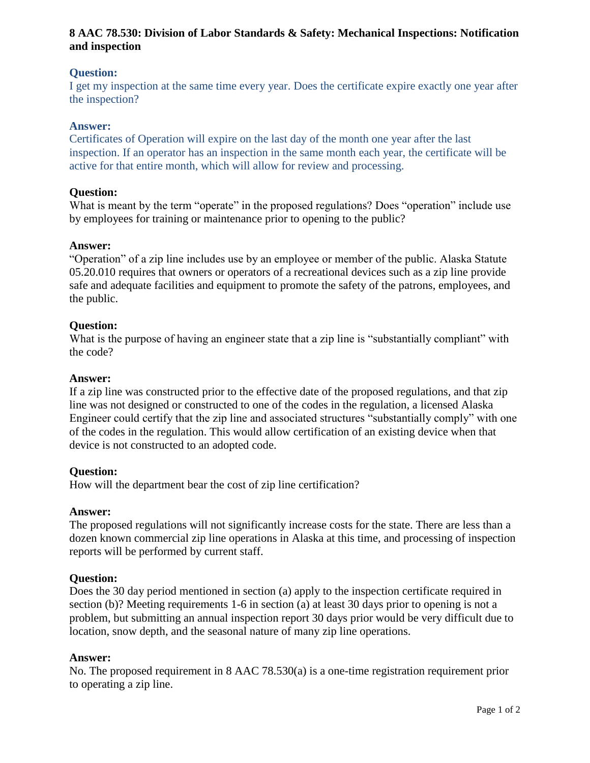# 8 AAC 78.530: Division of Labor Standards & Safety: Mechanical Inspections: Notification and inspection

**Question:**
I get my inspection at the same time every year. Does the certificate expire exactly one year after the inspection?

**Answer:**
Certificates of Operation will expire on the last day of the month one year after the last inspection. If an operator has an inspection in the same month each year, the certificate will be active for that entire month, which will allow for review and processing.

**Question:**
What is meant by the term "operate" in the proposed regulations? Does "operation" include use by employees for training or maintenance prior to opening to the public?

**Answer:**
"Operation" of a zip line includes use by an employee or member of the public. Alaska Statute 05.20.010 requires that owners or operators of a recreational devices such as a zip line provide safe and adequate facilities and equipment to promote the safety of the patrons, employees, and the public.

**Question:**
What is the purpose of having an engineer state that a zip line is "substantially compliant" with the code?

**Answer:**
If a zip line was constructed prior to the effective date of the proposed regulations, and that zip line was not designed or constructed to one of the codes in the regulation, a licensed Alaska Engineer could certify that the zip line and associated structures "substantially comply" with one of the codes in the regulation. This would allow certification of an existing device when that device is not constructed to an adopted code.

**Question:**
How will the department bear the cost of zip line certification?

**Answer:**
The proposed regulations will not significantly increase costs for the state. There are less than a dozen known commercial zip line operations in Alaska at this time, and processing of inspection reports will be performed by current staff.

**Question:**
Does the 30 day period mentioned in section (a) apply to the inspection certificate required in section (b)? Meeting requirements 1-6 in section (a) at least 30 days prior to opening is not a problem, but submitting an annual inspection report 30 days prior would be very difficult due to location, snow depth, and the seasonal nature of many zip line operations.

**Answer:**
No. The proposed requirement in 8 AAC 78.530(a) is a one-time registration requirement prior to operating a zip line.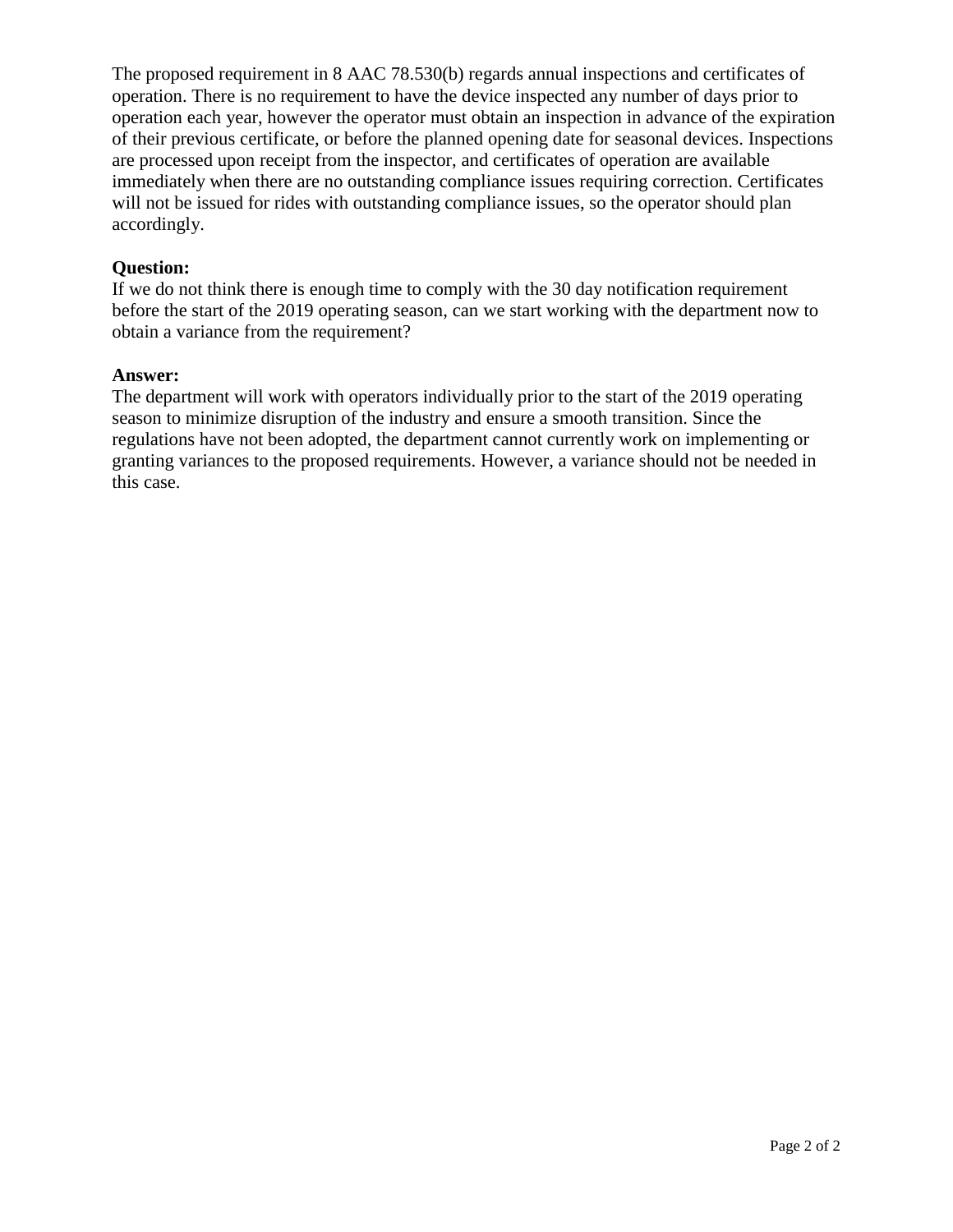The proposed requirement in 8 AAC 78.530(b) regards annual inspections and certificates of operation. There is no requirement to have the device inspected any number of days prior to operation each year, however the operator must obtain an inspection in advance of the expiration of their previous certificate, or before the planned opening date for seasonal devices. Inspections are processed upon receipt from the inspector, and certificates of operation are available immediately when there are no outstanding compliance issues requiring correction. Certificates will not be issued for rides with outstanding compliance issues, so the operator should plan accordingly.

**Question:**
If we do not think there is enough time to comply with the 30 day notification requirement before the start of the 2019 operating season, can we start working with the department now to obtain a variance from the requirement?

**Answer:**
The department will work with operators individually prior to the start of the 2019 operating season to minimize disruption of the industry and ensure a smooth transition. Since the regulations have not been adopted, the department cannot currently work on implementing or granting variances to the proposed requirements. However, a variance should not be needed in this case.